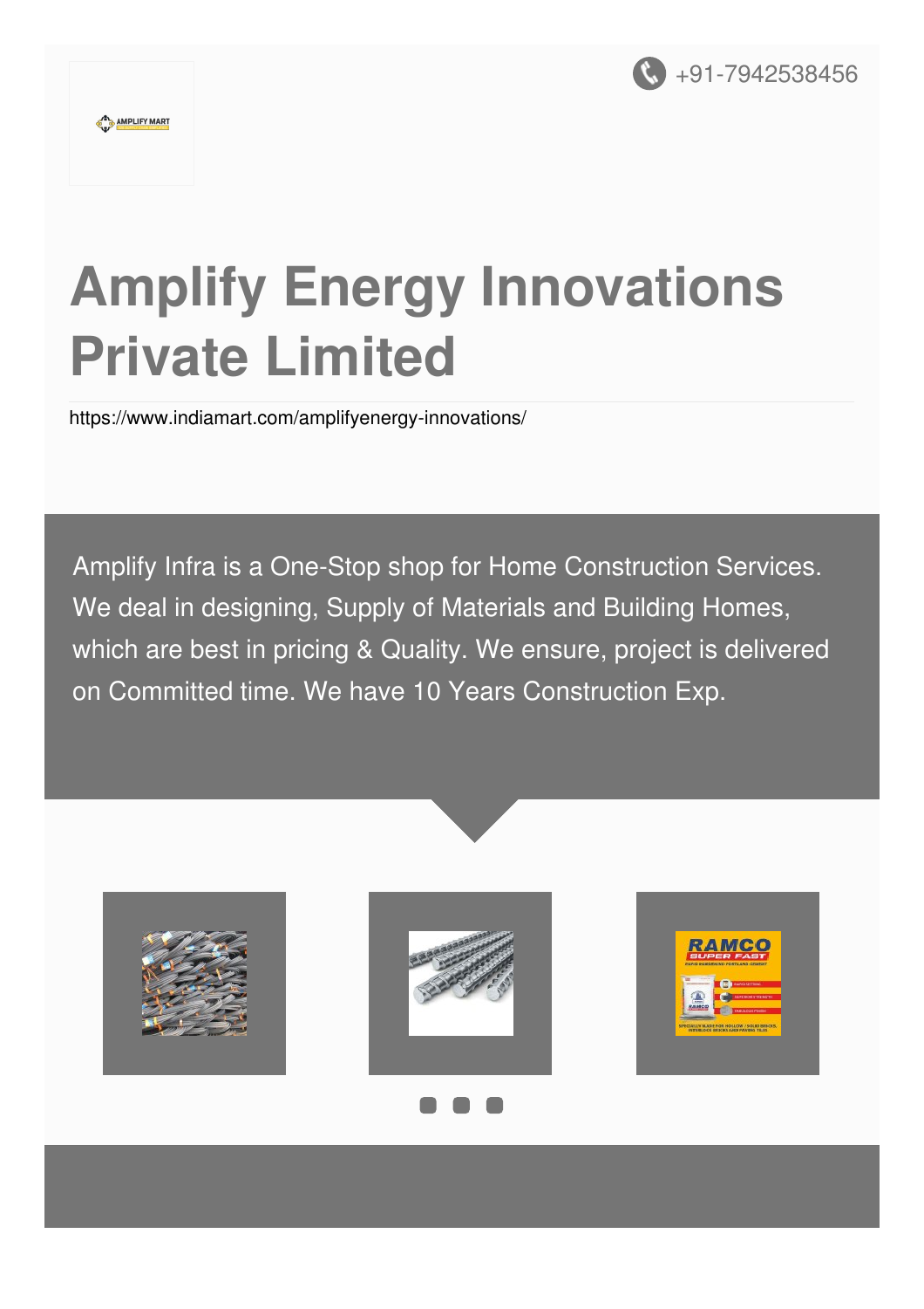+91-7942538456

# Amplify Energy Innovations Private Limited

https://www.indiamart.com/amplifyenergy-innovations/

Amplify Infra is a One-Stop shop for Home Construction Services. We deal in designing, Supply of Materials and Building Homes, which are best in pricing & Quality. We ensure, project is delivered on Committed time. We have 10 Years Construction Exp.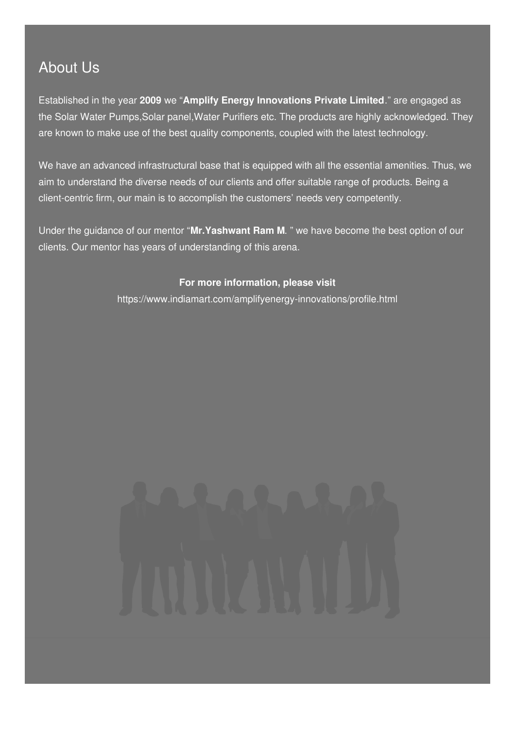## About Us

Established in the year **2009** we "**Amplify Energy Innovations Private Limited**." are engaged as the Solar Water Pumps,Solar panel,Water Purifiers etc. The products are highly acknowledged. They are known to make use of the best quality components, coupled with the latest technology.

We have an advanced infrastructural base that is equipped with all the essential amenities. Thus, we aim to understand the diverse needs of our clients and offer suitable range of products. Being a client-centric firm, our main is to accomplish the customers' needs very competently.

Under the guidance of our mentor "**Mr.Yashwant Ram M**. " we have become the best option of our clients. Our mentor has years of understanding of this arena.

**For more information, please visit**

https://www.indiamart.com/amplifyenergy-innovations/profile.html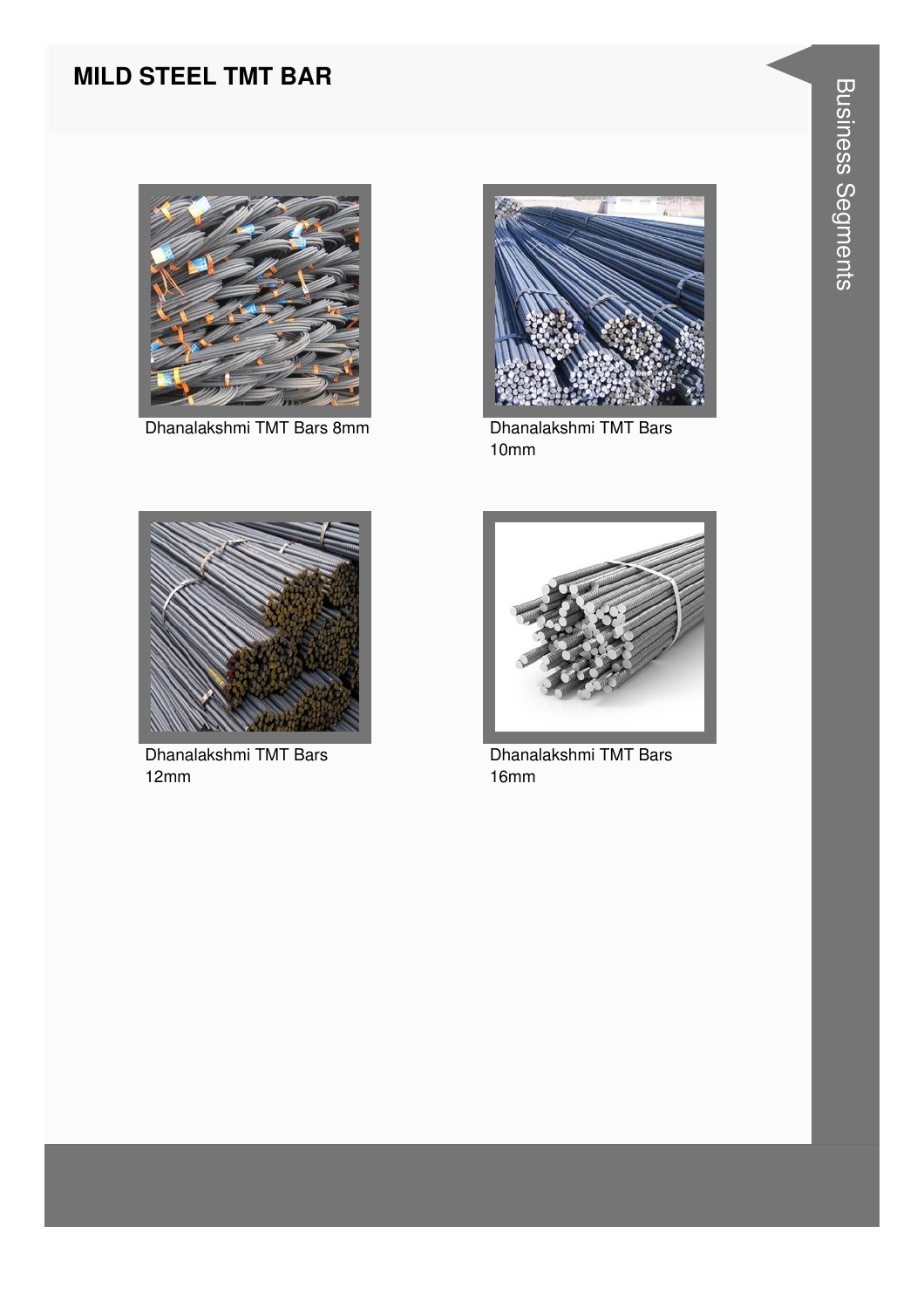## MILD STEEL TMT BAR

Dhanalakshmi TMT Bars 8mm

Dhanalakshmi TMT Bars 10mm

Dhanalakshmi TMT Bars 12mm

Dhanalakshmi TMT Bars 16mm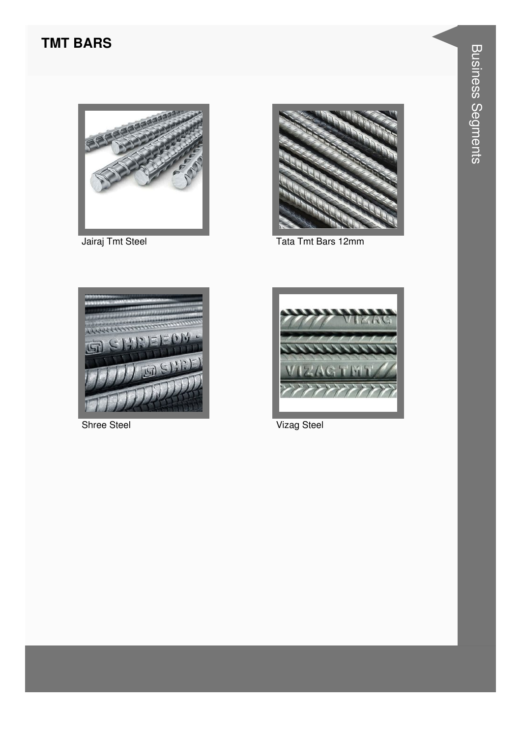## TMT BARS

Jairaj Tmt Steel

Tata Tmt Bars 12mm

Shree Steel

Vizag Steel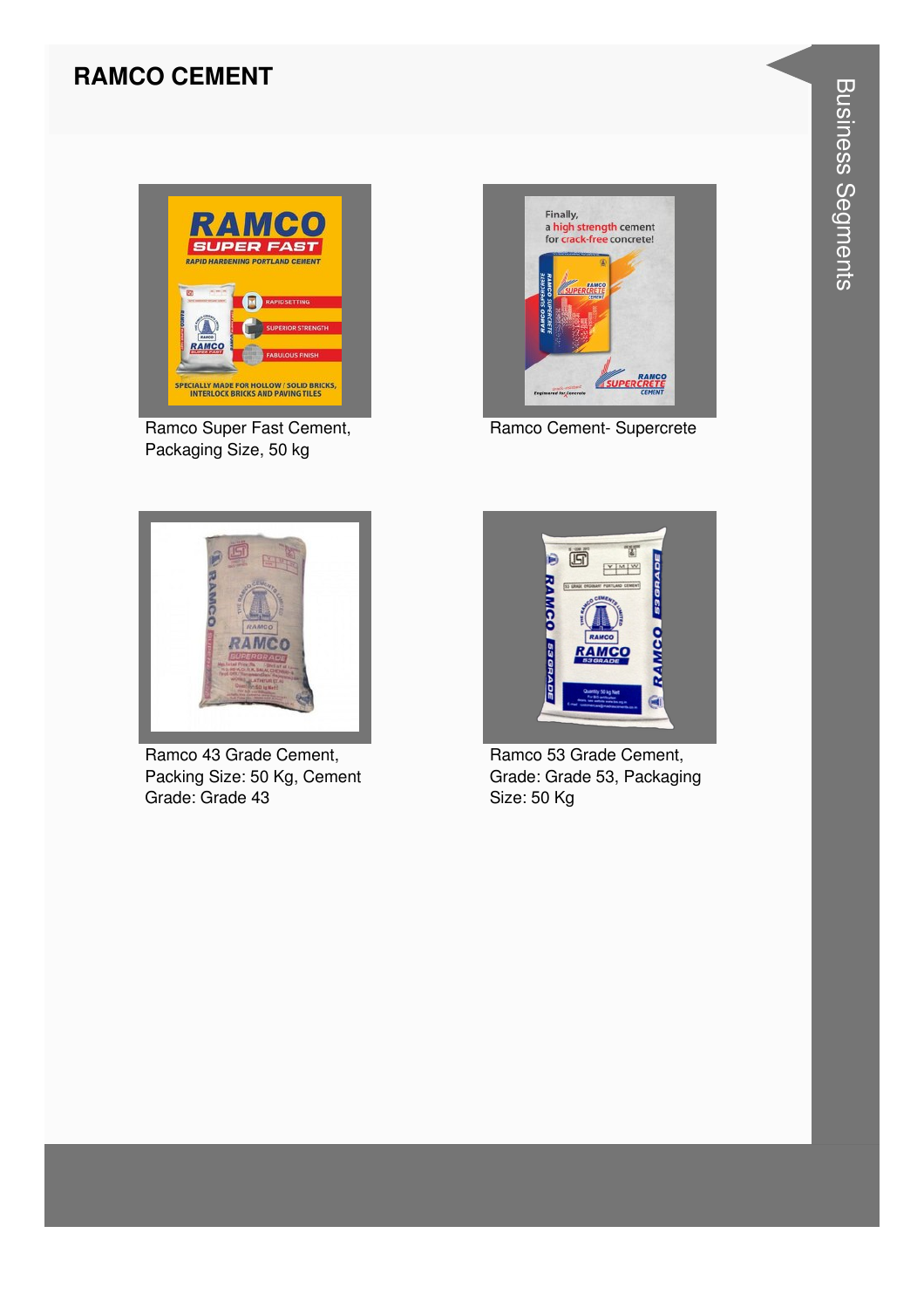## RAMCO CEMENT

Ramco Super Fast Cement, Packaging Size, 50 kg

Ramco Cement- Supercrete

Ramco 43 Grade Cement, Packing Size: 50 Kg, Cement Grade: Grade 43

Ramco 53 Grade Cement, Grade: Grade 53, Packaging Size: 50 Kg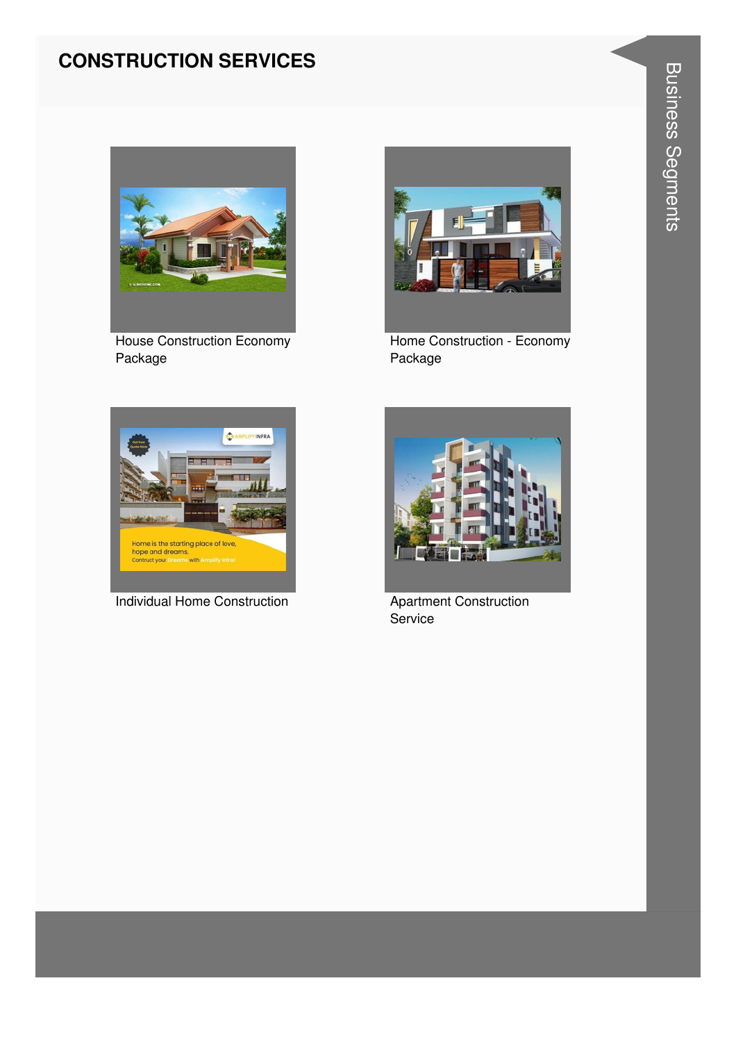# CONSTRUCTION SERVICES

House Construction Economy Package

Home Construction - Economy Package

Individual Home Construction

Apartment Construction Service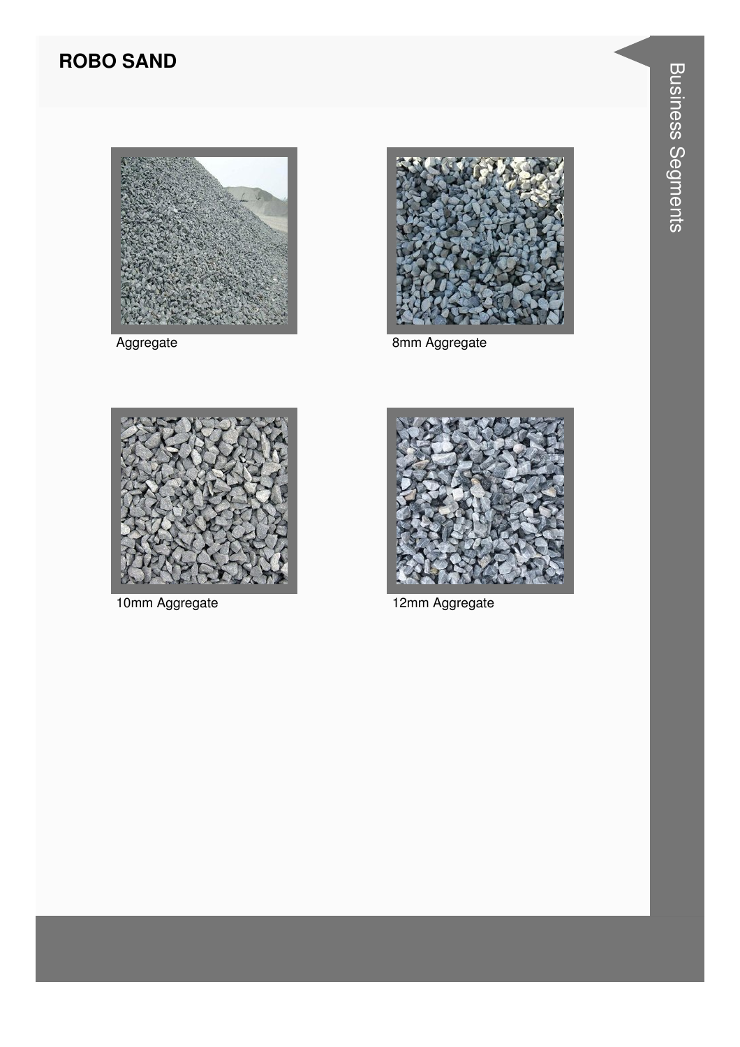## ROBO SAND

Aggregate

8mm Aggregate

10mm Aggregate

12mm Aggregate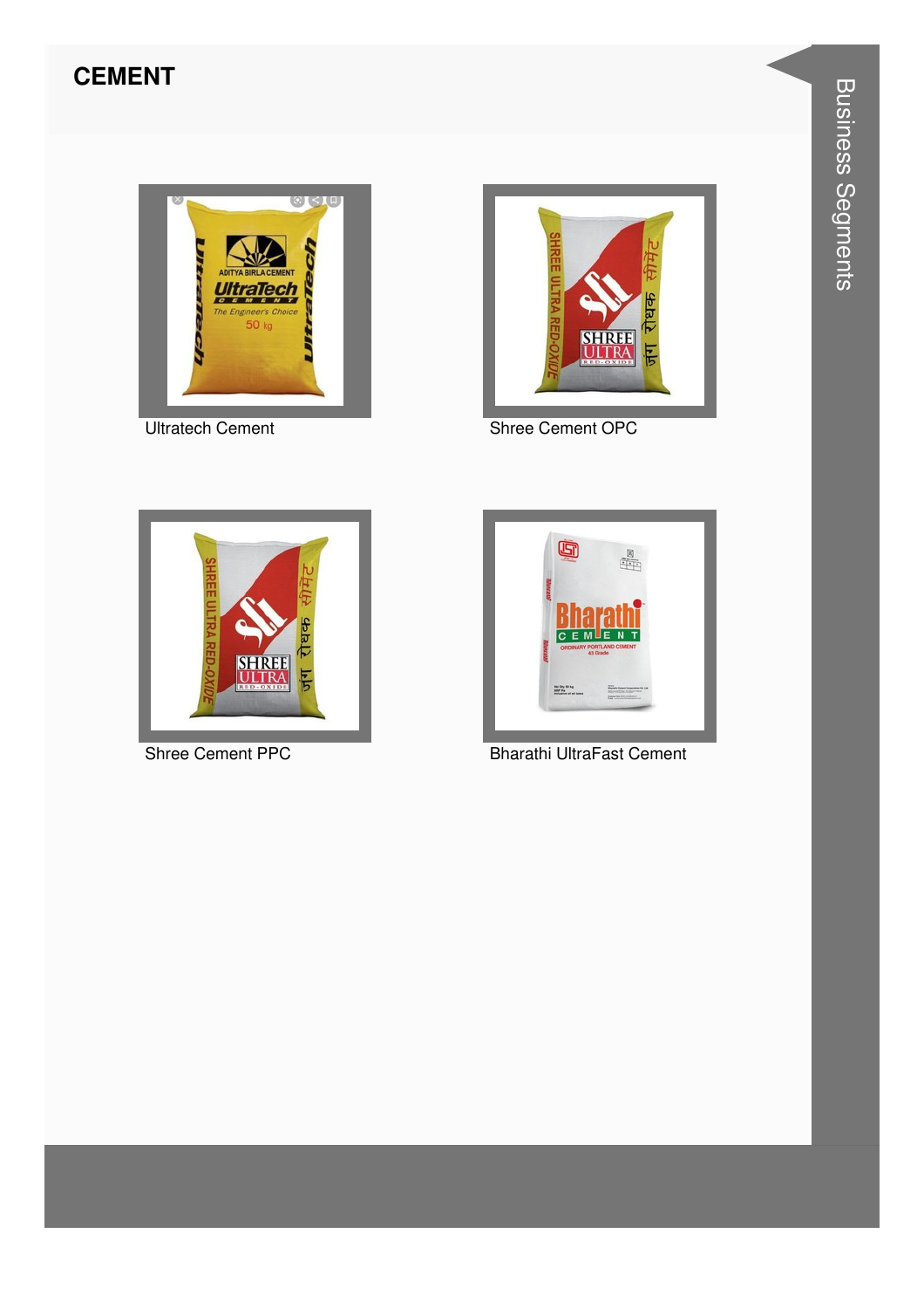## CEMENT

Ultratech Cement

Shree Cement OPC

Shree Cement PPC

Bharathi UltraFast Cement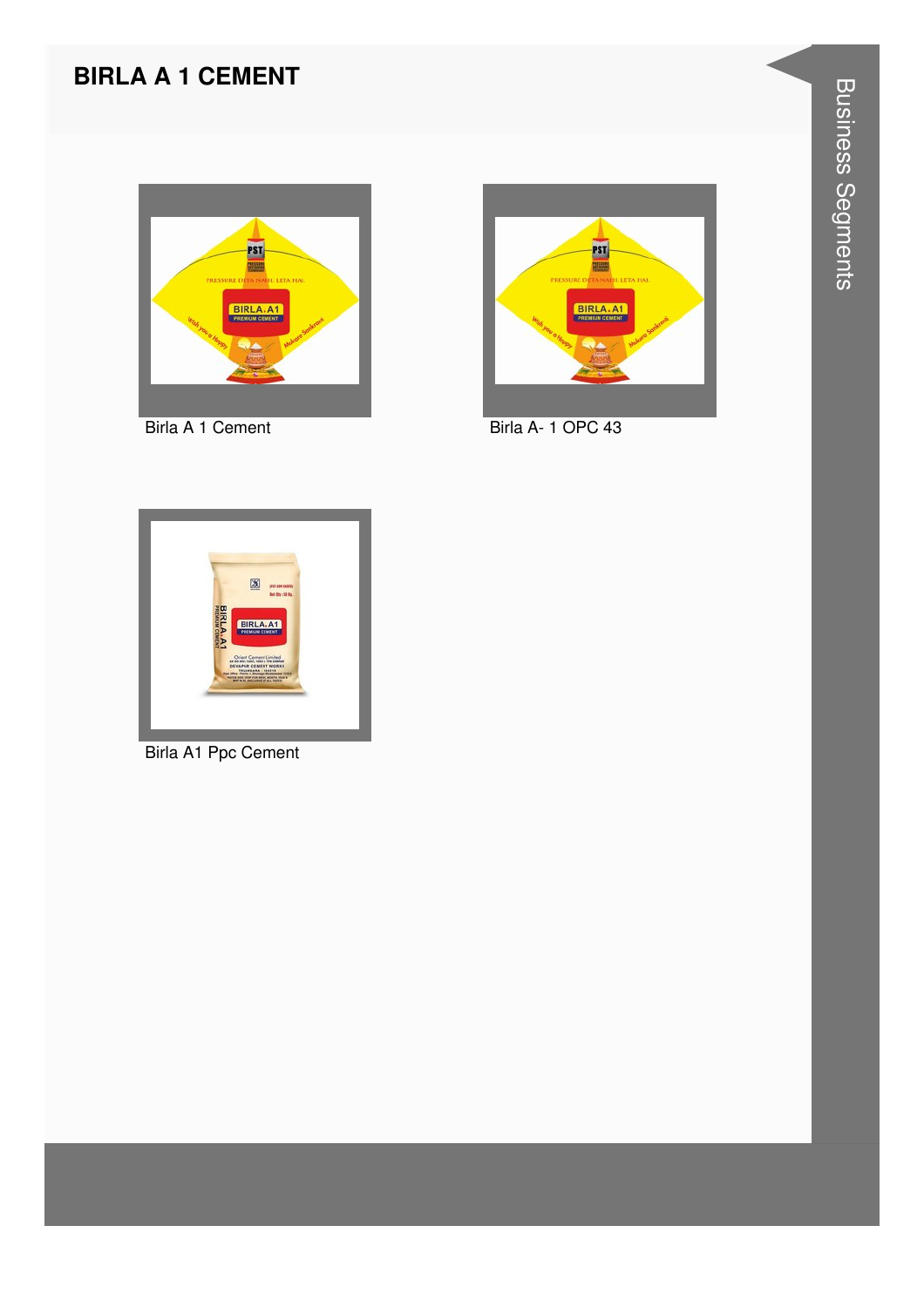## BIRLA A 1 CEMENT

Birla A 1 Cement

Birla A- 1 OPC 43

Birla A1 Ppc Cement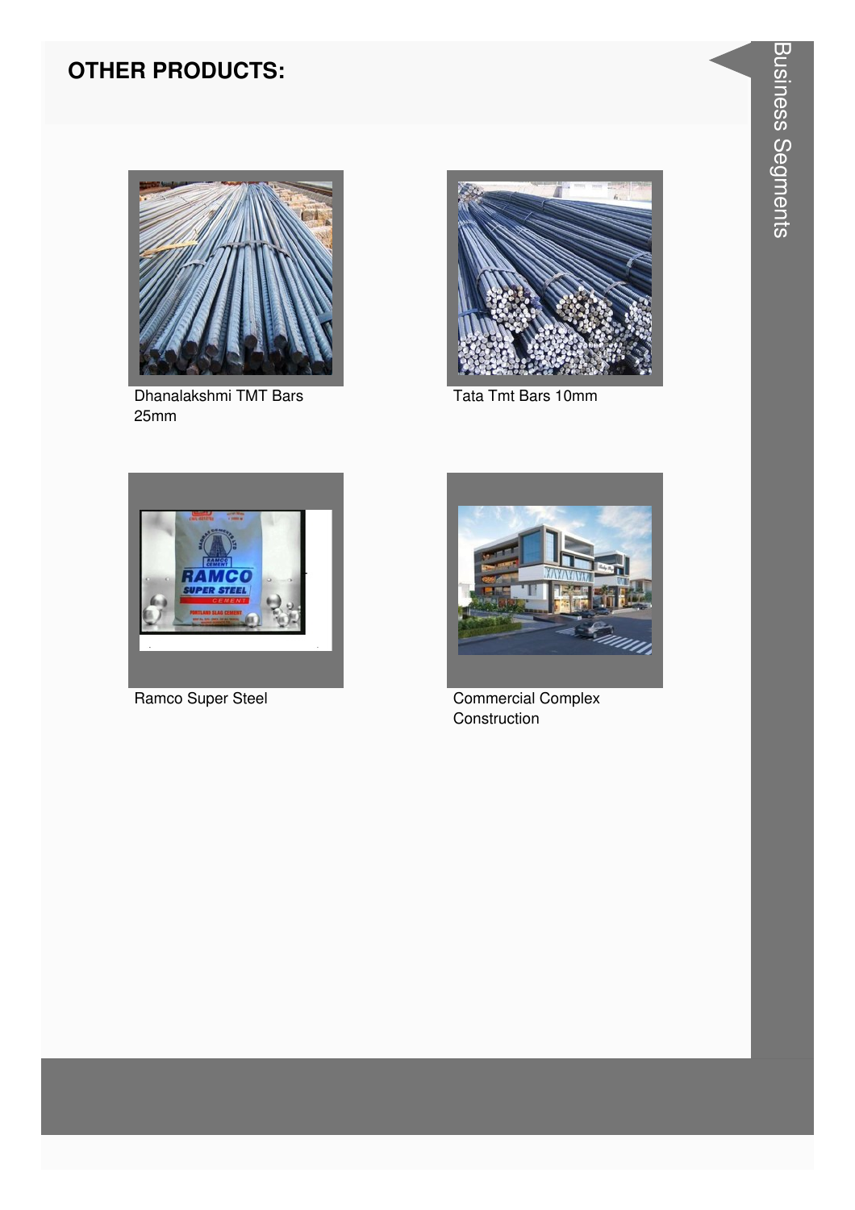## OTHER PRODUCTS:

Dhanalakshmi TMT Bars 25mm

Tata Tmt Bars 10mm

Ramco Super Steel

Commercial Complex Construction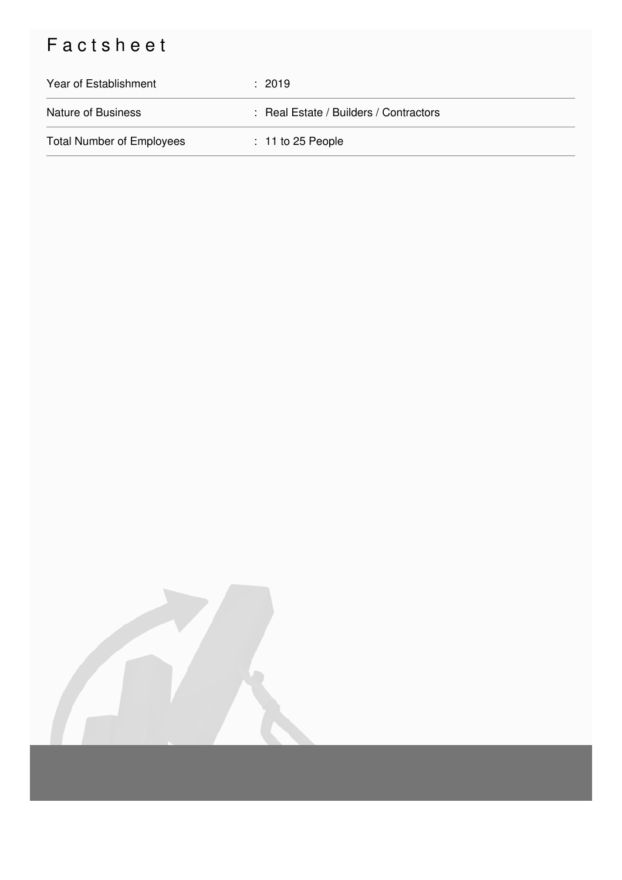# Factsheet

| | |
|---|---|
| Year of Establishment | : 2019 |
| Nature of Business | : Real Estate / Builders / Contractors |
| Total Number of Employees | : 11 to 25 People |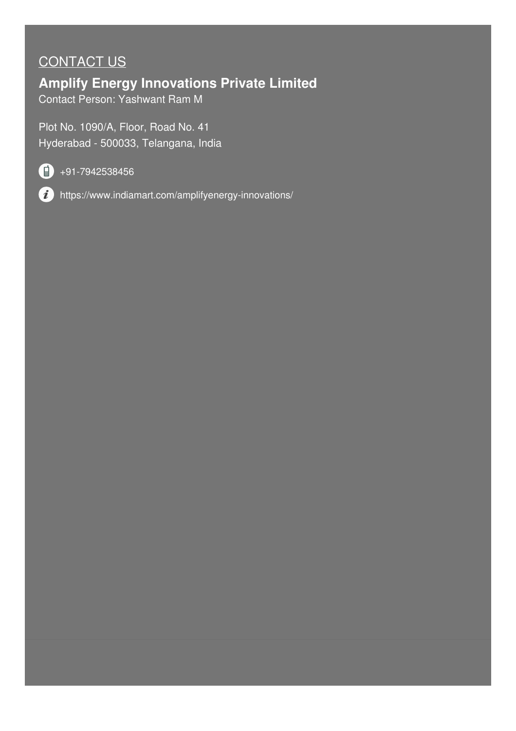## CONTACT US

### Amplify Energy Innovations Private Limited

Contact Person: Yashwant Ram M

Plot No. 1090/A, Floor, Road No. 41
Hyderabad - 500033, Telangana, India

+91-7942538456

https://www.indiamart.com/amplifyenergy-innovations/